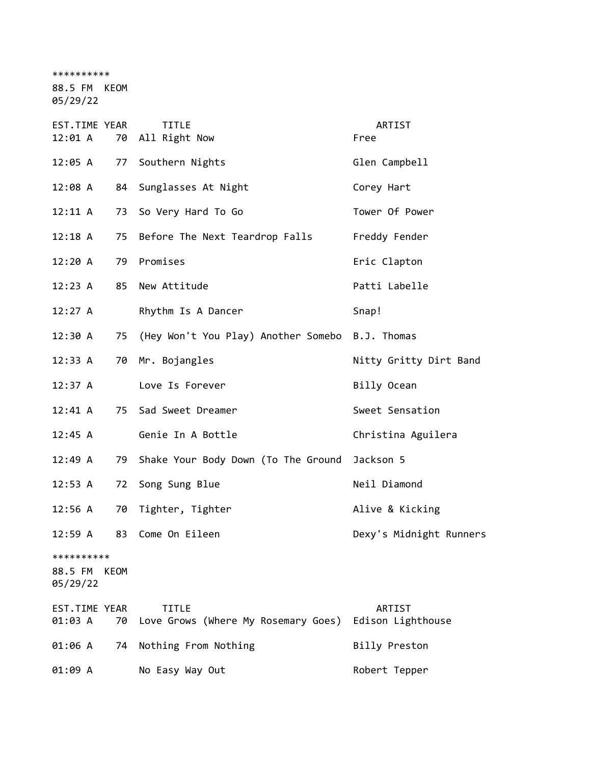**********
88.5 FM KEOM
05/29/22

| EST.TIME | YEAR | TITLE | ARTIST |
|---|---|---|---|
| 12:01 A | 70 | All Right Now | Free |
| 12:05 A | 77 | Southern Nights | Glen Campbell |
| 12:08 A | 84 | Sunglasses At Night | Corey Hart |
| 12:11 A | 73 | So Very Hard To Go | Tower Of Power |
| 12:18 A | 75 | Before The Next Teardrop Falls | Freddy Fender |
| 12:20 A | 79 | Promises | Eric Clapton |
| 12:23 A | 85 | New Attitude | Patti Labelle |
| 12:27 A | | Rhythm Is A Dancer | Snap! |
| 12:30 A | 75 | (Hey Won't You Play) Another Somebo | B.J. Thomas |
| 12:33 A | 70 | Mr. Bojangles | Nitty Gritty Dirt Band |
| 12:37 A | | Love Is Forever | Billy Ocean |
| 12:41 A | 75 | Sad Sweet Dreamer | Sweet Sensation |
| 12:45 A | | Genie In A Bottle | Christina Aguilera |
| 12:49 A | 79 | Shake Your Body Down (To The Ground | Jackson 5 |
| 12:53 A | 72 | Song Sung Blue | Neil Diamond |
| 12:56 A | 70 | Tighter, Tighter | Alive & Kicking |
| 12:59 A | 83 | Come On Eileen | Dexy's Midnight Runners |

**********
88.5 FM KEOM
05/29/22

| EST.TIME | YEAR | TITLE | ARTIST |
|---|---|---|---|
| 01:03 A | 70 | Love Grows (Where My Rosemary Goes) | Edison Lighthouse |
| 01:06 A | 74 | Nothing From Nothing | Billy Preston |
| 01:09 A | | No Easy Way Out | Robert Tepper |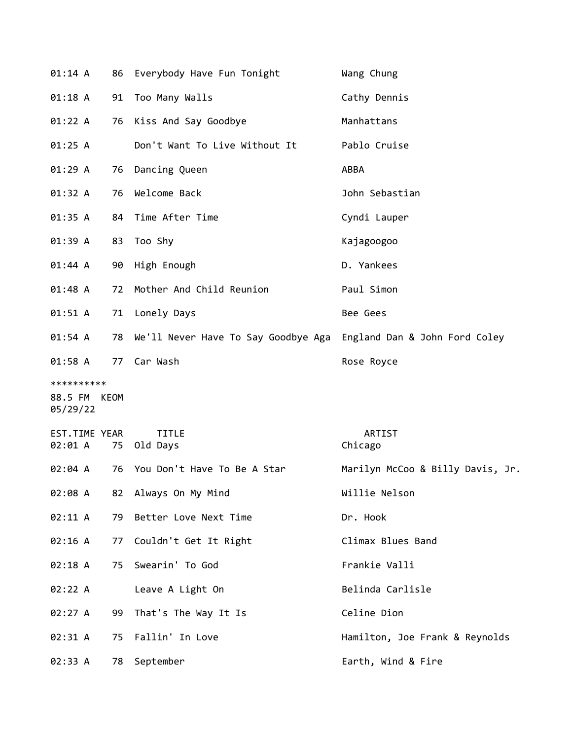| | | | |
|---|---|---|---|
| 01:14 A | 86 | Everybody Have Fun Tonight | Wang Chung |
| 01:18 A | 91 | Too Many Walls | Cathy Dennis |
| 01:22 A | 76 | Kiss And Say Goodbye | Manhattans |
| 01:25 A | | Don't Want To Live Without It | Pablo Cruise |
| 01:29 A | 76 | Dancing Queen | ABBA |
| 01:32 A | 76 | Welcome Back | John Sebastian |
| 01:35 A | 84 | Time After Time | Cyndi Lauper |
| 01:39 A | 83 | Too Shy | Kajagoogoo |
| 01:44 A | 90 | High Enough | D. Yankees |
| 01:48 A | 72 | Mother And Child Reunion | Paul Simon |
| 01:51 A | 71 | Lonely Days | Bee Gees |
| 01:54 A | 78 | We'll Never Have To Say Goodbye Aga | England Dan & John Ford Coley |
| 01:58 A | 77 | Car Wash | Rose Royce |

**********
88.5 FM KEOM
05/29/22

| EST.TIME | YEAR | TITLE | ARTIST |
|---|---|---|---|
| 02:01 A | 75 | Old Days | Chicago |
| 02:04 A | 76 | You Don't Have To Be A Star | Marilyn McCoo & Billy Davis, Jr. |
| 02:08 A | 82 | Always On My Mind | Willie Nelson |
| 02:11 A | 79 | Better Love Next Time | Dr. Hook |
| 02:16 A | 77 | Couldn't Get It Right | Climax Blues Band |
| 02:18 A | 75 | Swearin' To God | Frankie Valli |
| 02:22 A | | Leave A Light On | Belinda Carlisle |
| 02:27 A | 99 | That's The Way It Is | Celine Dion |
| 02:31 A | 75 | Fallin' In Love | Hamilton, Joe Frank & Reynolds |
| 02:33 A | 78 | September | Earth, Wind & Fire |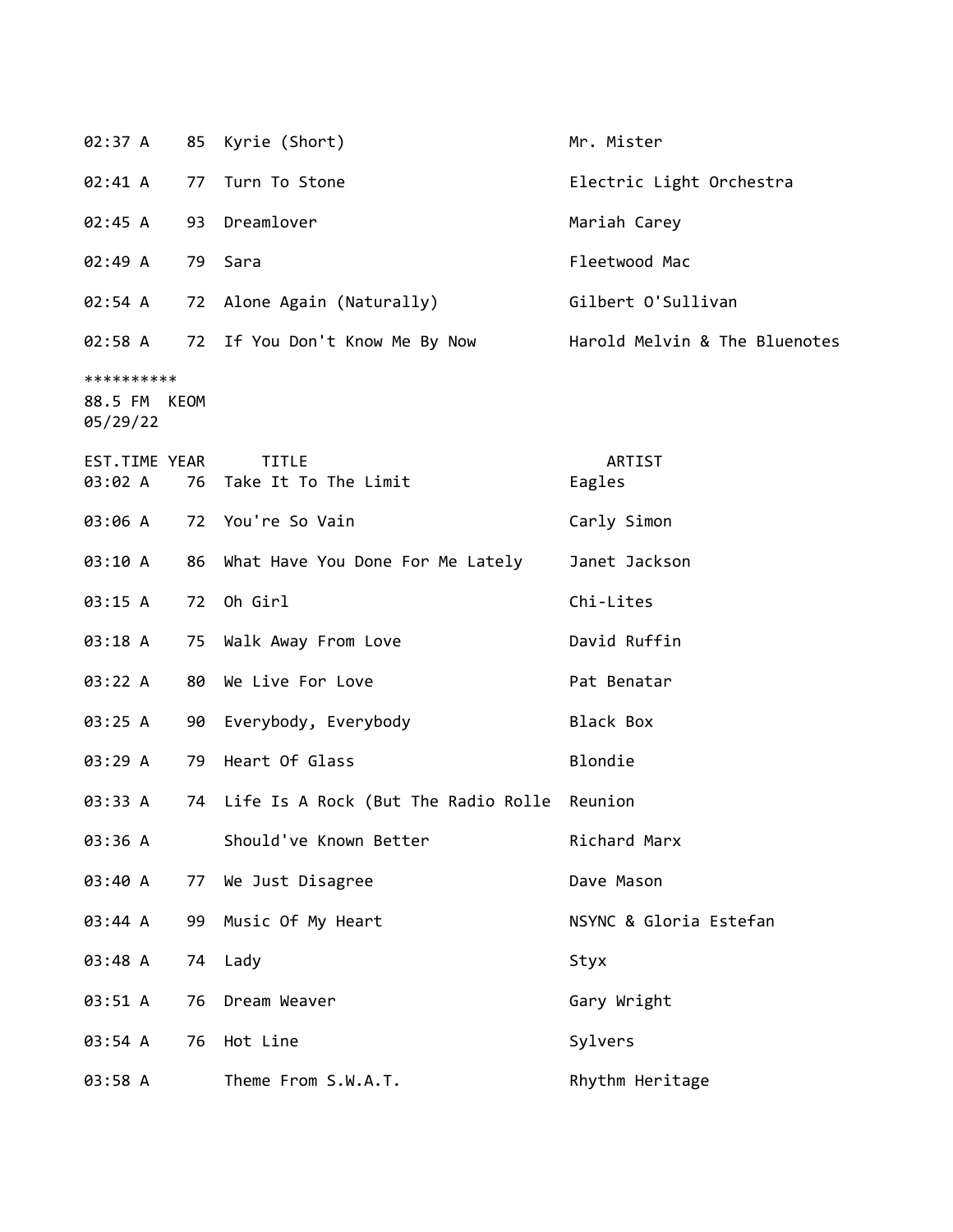| | | | |
|---|---|---|---|
| 02:37 A | 85 | Kyrie (Short) | Mr. Mister |
| 02:41 A | 77 | Turn To Stone | Electric Light Orchestra |
| 02:45 A | 93 | Dreamlover | Mariah Carey |
| 02:49 A | 79 | Sara | Fleetwood Mac |
| 02:54 A | 72 | Alone Again (Naturally) | Gilbert O'Sullivan |
| 02:58 A | 72 | If You Don't Know Me By Now | Harold Melvin & The Bluenotes |

**********
88.5 FM KEOM
05/29/22

| EST.TIME | YEAR | TITLE | ARTIST |
|---|---|---|---|
| 03:02 A | 76 | Take It To The Limit | Eagles |
| 03:06 A | 72 | You're So Vain | Carly Simon |
| 03:10 A | 86 | What Have You Done For Me Lately | Janet Jackson |
| 03:15 A | 72 | Oh Girl | Chi-Lites |
| 03:18 A | 75 | Walk Away From Love | David Ruffin |
| 03:22 A | 80 | We Live For Love | Pat Benatar |
| 03:25 A | 90 | Everybody, Everybody | Black Box |
| 03:29 A | 79 | Heart Of Glass | Blondie |
| 03:33 A | 74 | Life Is A Rock (But The Radio Rolle | Reunion |
| 03:36 A | | Should've Known Better | Richard Marx |
| 03:40 A | 77 | We Just Disagree | Dave Mason |
| 03:44 A | 99 | Music Of My Heart | NSYNC & Gloria Estefan |
| 03:48 A | 74 | Lady | Styx |
| 03:51 A | 76 | Dream Weaver | Gary Wright |
| 03:54 A | 76 | Hot Line | Sylvers |
| 03:58 A | | Theme From S.W.A.T. | Rhythm Heritage |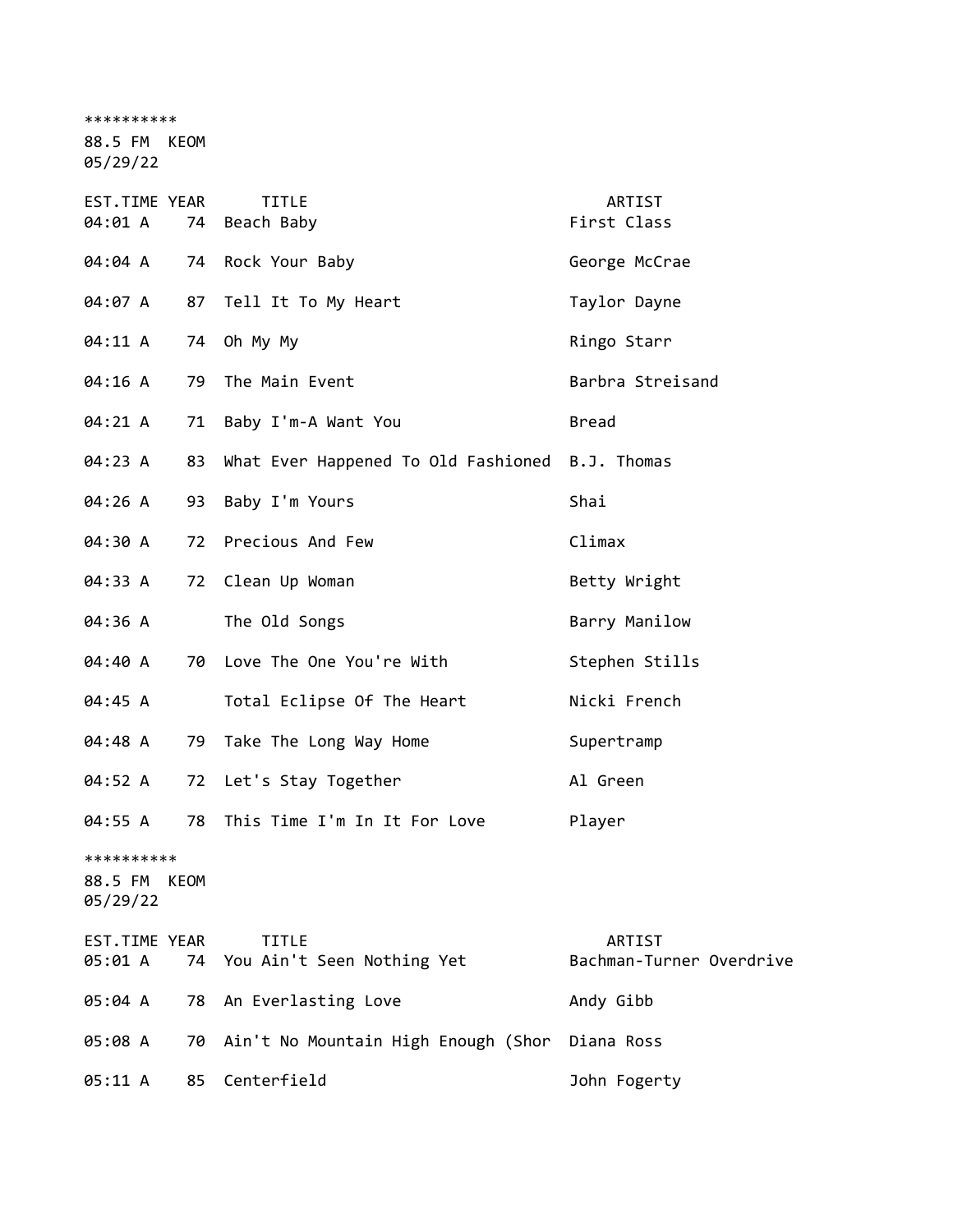**********
88.5 FM KEOM
05/29/22

| EST.TIME | YEAR | TITLE | ARTIST |
|---|---|---|---|
| 04:01 A | 74 | Beach Baby | First Class |
| 04:04 A | 74 | Rock Your Baby | George McCrae |
| 04:07 A | 87 | Tell It To My Heart | Taylor Dayne |
| 04:11 A | 74 | Oh My My | Ringo Starr |
| 04:16 A | 79 | The Main Event | Barbra Streisand |
| 04:21 A | 71 | Baby I'm-A Want You | Bread |
| 04:23 A | 83 | What Ever Happened To Old Fashioned | B.J. Thomas |
| 04:26 A | 93 | Baby I'm Yours | Shai |
| 04:30 A | 72 | Precious And Few | Climax |
| 04:33 A | 72 | Clean Up Woman | Betty Wright |
| 04:36 A | | The Old Songs | Barry Manilow |
| 04:40 A | 70 | Love The One You're With | Stephen Stills |
| 04:45 A | | Total Eclipse Of The Heart | Nicki French |
| 04:48 A | 79 | Take The Long Way Home | Supertramp |
| 04:52 A | 72 | Let's Stay Together | Al Green |
| 04:55 A | 78 | This Time I'm In It For Love | Player |

**********
88.5 FM KEOM
05/29/22

| EST.TIME | YEAR | TITLE | ARTIST |
|---|---|---|---|
| 05:01 A | 74 | You Ain't Seen Nothing Yet | Bachman-Turner Overdrive |
| 05:04 A | 78 | An Everlasting Love | Andy Gibb |
| 05:08 A | 70 | Ain't No Mountain High Enough (Shor | Diana Ross |
| 05:11 A | 85 | Centerfield | John Fogerty |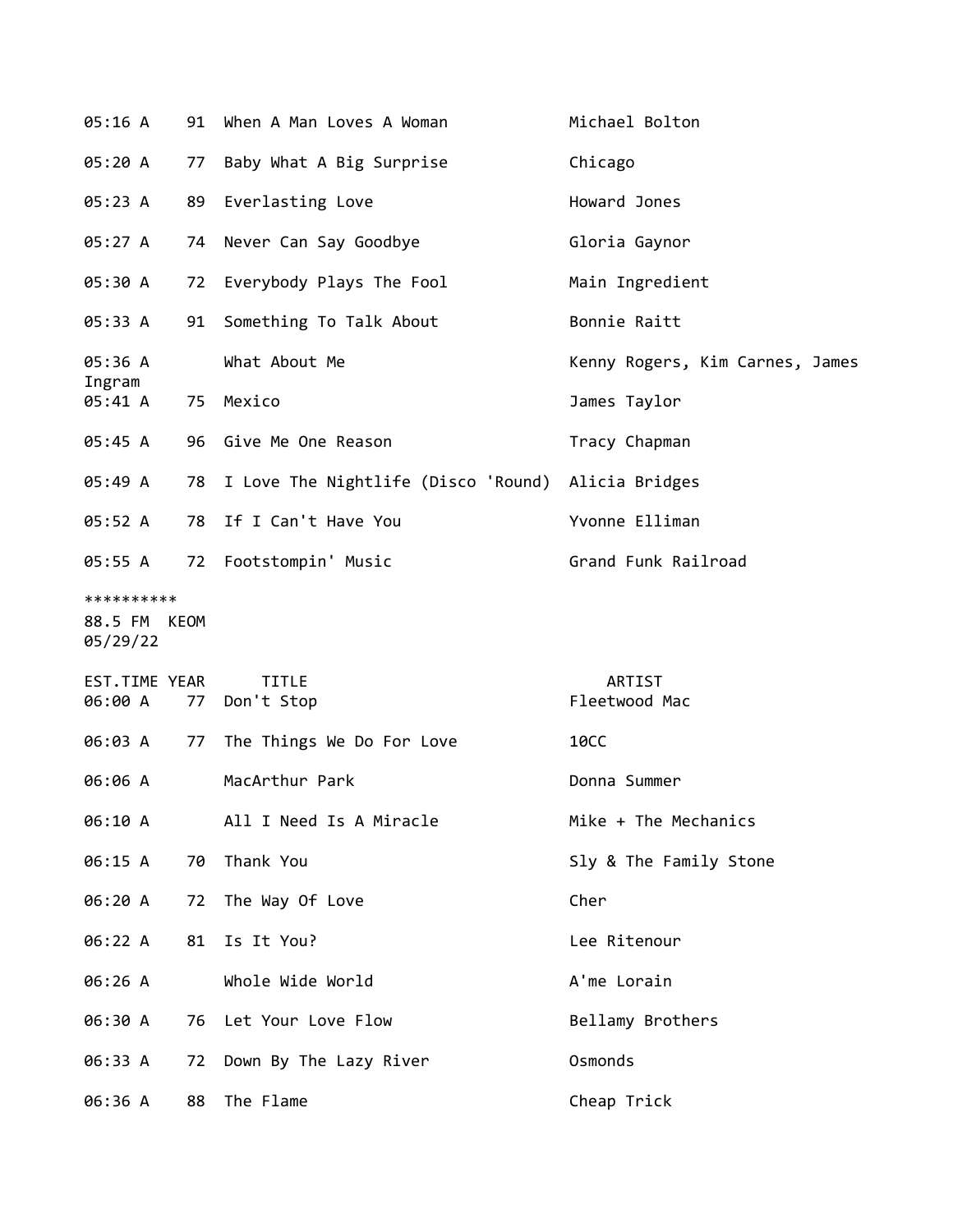| EST.TIME | YEAR | TITLE | ARTIST |
|---|---|---|---|
| 05:16 A | 91 | When A Man Loves A Woman | Michael Bolton |
| 05:20 A | 77 | Baby What A Big Surprise | Chicago |
| 05:23 A | 89 | Everlasting Love | Howard Jones |
| 05:27 A | 74 | Never Can Say Goodbye | Gloria Gaynor |
| 05:30 A | 72 | Everybody Plays The Fool | Main Ingredient |
| 05:33 A | 91 | Something To Talk About | Bonnie Raitt |
| 05:36 A | | What About Me | Kenny Rogers, Kim Carnes, James Ingram |
| 05:41 A | 75 | Mexico | James Taylor |
| 05:45 A | 96 | Give Me One Reason | Tracy Chapman |
| 05:49 A | 78 | I Love The Nightlife (Disco 'Round) | Alicia Bridges |
| 05:52 A | 78 | If I Can't Have You | Yvonne Elliman |
| 05:55 A | 72 | Footstompin' Music | Grand Funk Railroad |

**********
88.5 FM KEOM
05/29/22

| EST.TIME | YEAR | TITLE | ARTIST |
|---|---|---|---|
| 06:00 A | 77 | Don't Stop | Fleetwood Mac |
| 06:03 A | 77 | The Things We Do For Love | 10CC |
| 06:06 A | | MacArthur Park | Donna Summer |
| 06:10 A | | All I Need Is A Miracle | Mike + The Mechanics |
| 06:15 A | 70 | Thank You | Sly & The Family Stone |
| 06:20 A | 72 | The Way Of Love | Cher |
| 06:22 A | 81 | Is It You? | Lee Ritenour |
| 06:26 A | | Whole Wide World | A'me Lorain |
| 06:30 A | 76 | Let Your Love Flow | Bellamy Brothers |
| 06:33 A | 72 | Down By The Lazy River | Osmonds |
| 06:36 A | 88 | The Flame | Cheap Trick |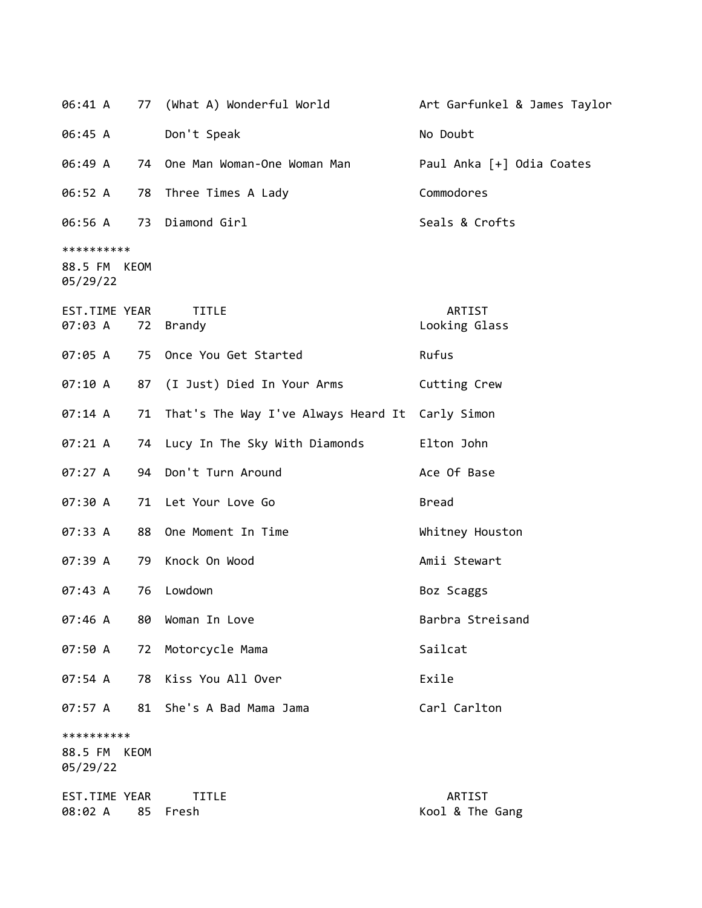| EST.TIME | YEAR | TITLE | ARTIST |
|---|---|---|---|
| 06:41 A | 77 | (What A) Wonderful World | Art Garfunkel & James Taylor |
| 06:45 A | | Don't Speak | No Doubt |
| 06:49 A | 74 | One Man Woman-One Woman Man | Paul Anka [+] Odia Coates |
| 06:52 A | 78 | Three Times A Lady | Commodores |
| 06:56 A | 73 | Diamond Girl | Seals & Crofts |

**********
88.5 FM KEOM
05/29/22

| EST.TIME | YEAR | TITLE | ARTIST |
|---|---|---|---|
| 07:03 A | 72 | Brandy | Looking Glass |
| 07:05 A | 75 | Once You Get Started | Rufus |
| 07:10 A | 87 | (I Just) Died In Your Arms | Cutting Crew |
| 07:14 A | 71 | That's The Way I've Always Heard It | Carly Simon |
| 07:21 A | 74 | Lucy In The Sky With Diamonds | Elton John |
| 07:27 A | 94 | Don't Turn Around | Ace Of Base |
| 07:30 A | 71 | Let Your Love Go | Bread |
| 07:33 A | 88 | One Moment In Time | Whitney Houston |
| 07:39 A | 79 | Knock On Wood | Amii Stewart |
| 07:43 A | 76 | Lowdown | Boz Scaggs |
| 07:46 A | 80 | Woman In Love | Barbra Streisand |
| 07:50 A | 72 | Motorcycle Mama | Sailcat |
| 07:54 A | 78 | Kiss You All Over | Exile |
| 07:57 A | 81 | She's A Bad Mama Jama | Carl Carlton |

**********
88.5 FM KEOM
05/29/22

| EST.TIME | YEAR | TITLE | ARTIST |
|---|---|---|---|
| 08:02 A | 85 | Fresh | Kool & The Gang |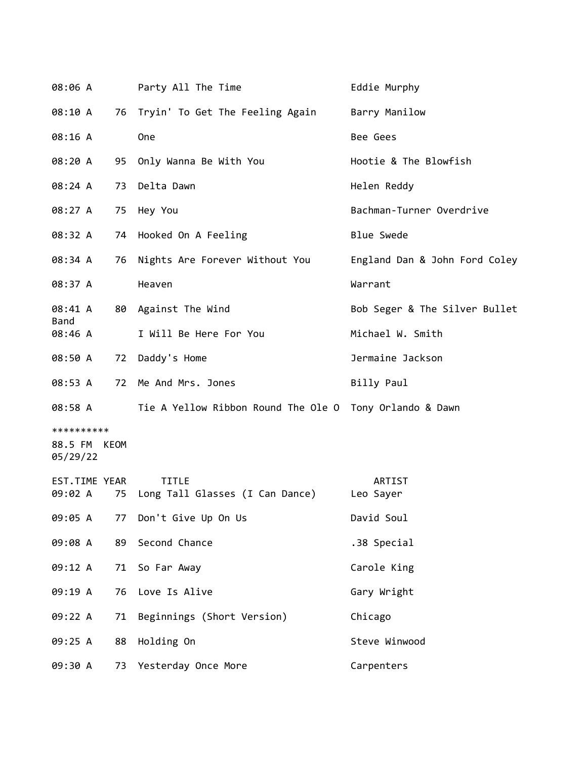| EST.TIME | YEAR | TITLE | ARTIST |
|---|---|---|---|
| 08:06 A | | Party All The Time | Eddie Murphy |
| 08:10 A | 76 | Tryin' To Get The Feeling Again | Barry Manilow |
| 08:16 A | | One | Bee Gees |
| 08:20 A | 95 | Only Wanna Be With You | Hootie & The Blowfish |
| 08:24 A | 73 | Delta Dawn | Helen Reddy |
| 08:27 A | 75 | Hey You | Bachman-Turner Overdrive |
| 08:32 A | 74 | Hooked On A Feeling | Blue Swede |
| 08:34 A | 76 | Nights Are Forever Without You | England Dan & John Ford Coley |
| 08:37 A | | Heaven | Warrant |
| 08:41 A | 80 | Against The Wind | Bob Seger & The Silver Bullet Band |
| 08:46 A | | I Will Be Here For You | Michael W. Smith |
| 08:50 A | 72 | Daddy's Home | Jermaine Jackson |
| 08:53 A | 72 | Me And Mrs. Jones | Billy Paul |
| 08:58 A | | Tie A Yellow Ribbon Round The Ole O | Tony Orlando & Dawn |

**********

88.5 FM KEOM
05/29/22

| EST.TIME | YEAR | TITLE | ARTIST |
|---|---|---|---|
| 09:02 A | 75 | Long Tall Glasses (I Can Dance) | Leo Sayer |
| 09:05 A | 77 | Don't Give Up On Us | David Soul |
| 09:08 A | 89 | Second Chance | .38 Special |
| 09:12 A | 71 | So Far Away | Carole King |
| 09:19 A | 76 | Love Is Alive | Gary Wright |
| 09:22 A | 71 | Beginnings (Short Version) | Chicago |
| 09:25 A | 88 | Holding On | Steve Winwood |
| 09:30 A | 73 | Yesterday Once More | Carpenters |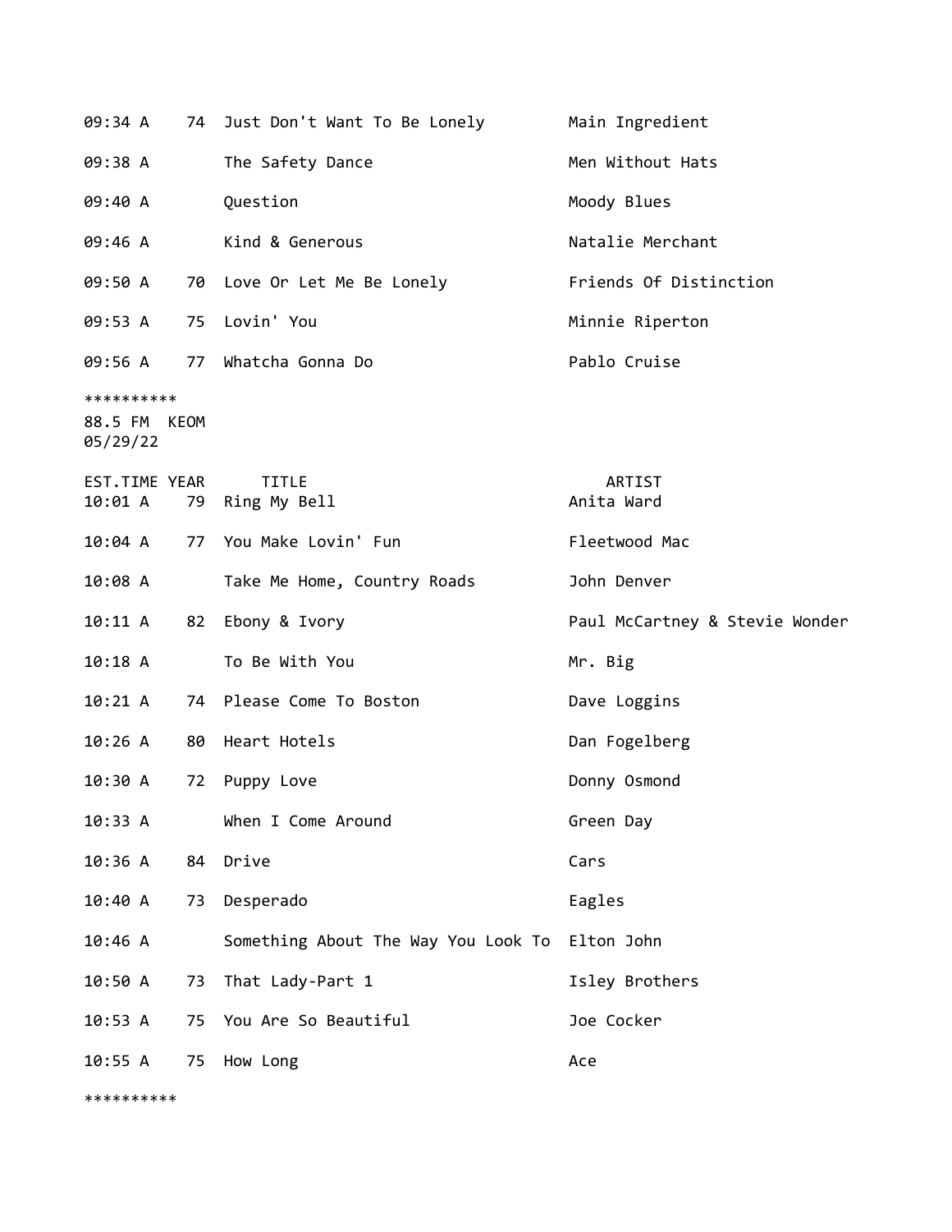| | | | |
|---|---|---|---|
| 09:34 A | 74 | Just Don't Want To Be Lonely | Main Ingredient |
| 09:38 A | | The Safety Dance | Men Without Hats |
| 09:40 A | | Question | Moody Blues |
| 09:46 A | | Kind & Generous | Natalie Merchant |
| 09:50 A | 70 | Love Or Let Me Be Lonely | Friends Of Distinction |
| 09:53 A | 75 | Lovin' You | Minnie Riperton |
| 09:56 A | 77 | Whatcha Gonna Do | Pablo Cruise |

**********

88.5 FM KEOM
05/29/22

| EST.TIME | YEAR | TITLE | ARTIST |
|---|---|---|---|
| 10:01 A | 79 | Ring My Bell | Anita Ward |
| 10:04 A | 77 | You Make Lovin' Fun | Fleetwood Mac |
| 10:08 A | | Take Me Home, Country Roads | John Denver |
| 10:11 A | 82 | Ebony & Ivory | Paul McCartney & Stevie Wonder |
| 10:18 A | | To Be With You | Mr. Big |
| 10:21 A | 74 | Please Come To Boston | Dave Loggins |
| 10:26 A | 80 | Heart Hotels | Dan Fogelberg |
| 10:30 A | 72 | Puppy Love | Donny Osmond |
| 10:33 A | | When I Come Around | Green Day |
| 10:36 A | 84 | Drive | Cars |
| 10:40 A | 73 | Desperado | Eagles |
| 10:46 A | | Something About The Way You Look To | Elton John |
| 10:50 A | 73 | That Lady-Part 1 | Isley Brothers |
| 10:53 A | 75 | You Are So Beautiful | Joe Cocker |
| 10:55 A | 75 | How Long | Ace |

**********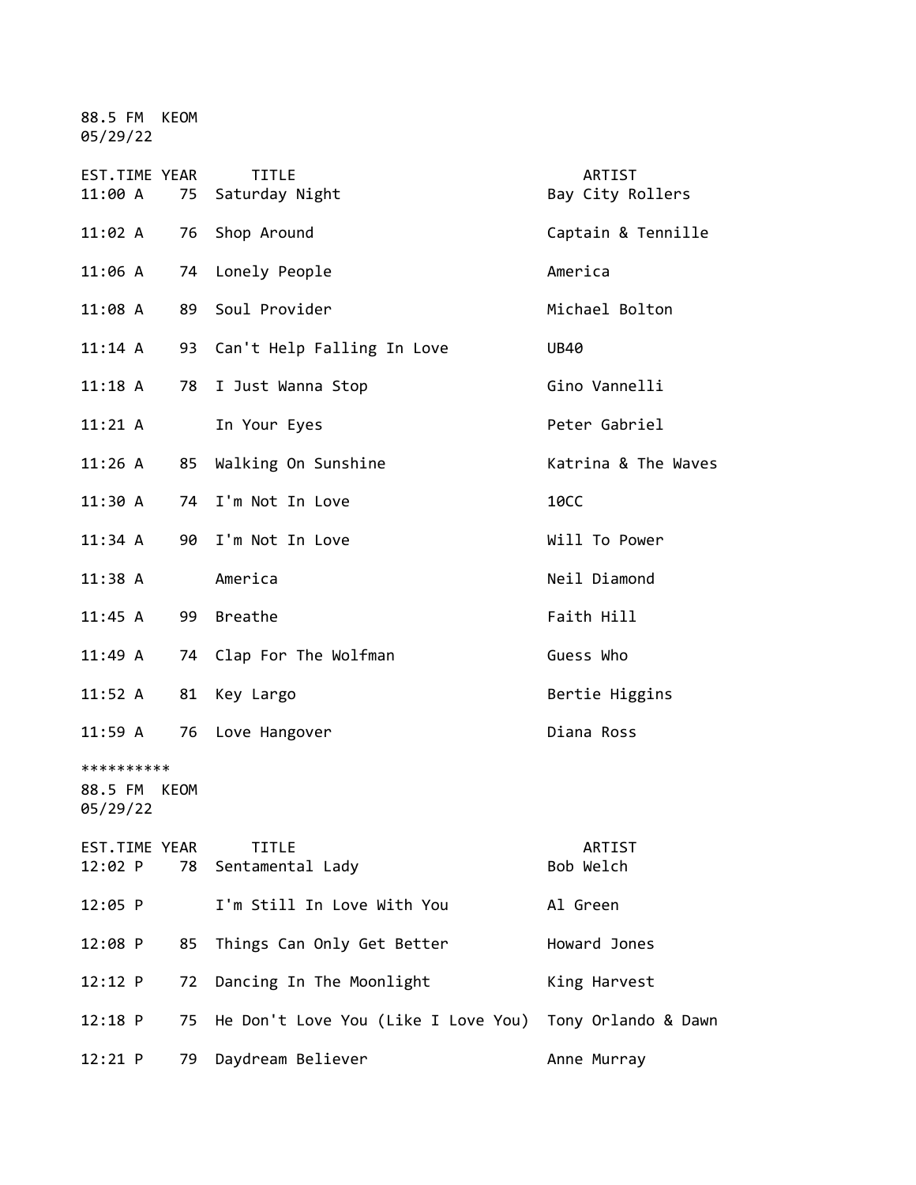88.5 FM KEOM
05/29/22

| EST.TIME | YEAR | TITLE | ARTIST |
|---|---|---|---|
| 11:00 A | 75 | Saturday Night | Bay City Rollers |
| 11:02 A | 76 | Shop Around | Captain & Tennille |
| 11:06 A | 74 | Lonely People | America |
| 11:08 A | 89 | Soul Provider | Michael Bolton |
| 11:14 A | 93 | Can't Help Falling In Love | UB40 |
| 11:18 A | 78 | I Just Wanna Stop | Gino Vannelli |
| 11:21 A | | In Your Eyes | Peter Gabriel |
| 11:26 A | 85 | Walking On Sunshine | Katrina & The Waves |
| 11:30 A | 74 | I'm Not In Love | 10CC |
| 11:34 A | 90 | I'm Not In Love | Will To Power |
| 11:38 A | | America | Neil Diamond |
| 11:45 A | 99 | Breathe | Faith Hill |
| 11:49 A | 74 | Clap For The Wolfman | Guess Who |
| 11:52 A | 81 | Key Largo | Bertie Higgins |
| 11:59 A | 76 | Love Hangover | Diana Ross |

**********

88.5 FM KEOM
05/29/22

| EST.TIME | YEAR | TITLE | ARTIST |
|---|---|---|---|
| 12:02 P | 78 | Sentamental Lady | Bob Welch |
| 12:05 P | | I'm Still In Love With You | Al Green |
| 12:08 P | 85 | Things Can Only Get Better | Howard Jones |
| 12:12 P | 72 | Dancing In The Moonlight | King Harvest |
| 12:18 P | 75 | He Don't Love You (Like I Love You) | Tony Orlando & Dawn |
| 12:21 P | 79 | Daydream Believer | Anne Murray |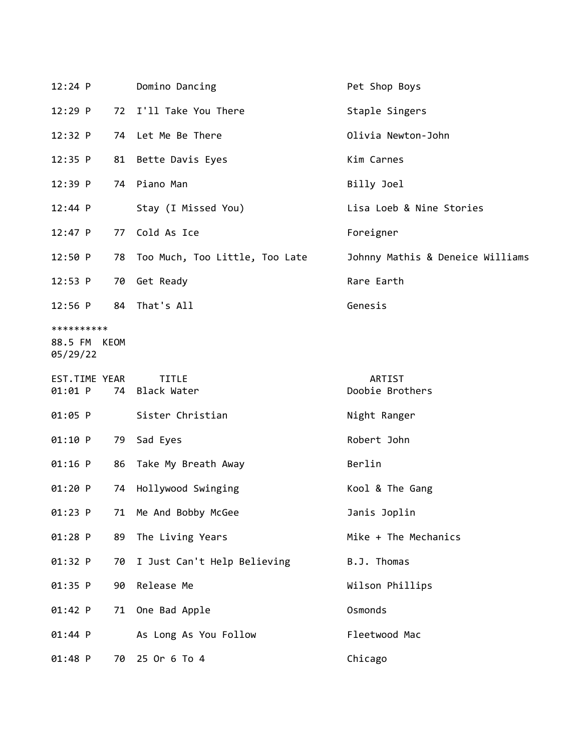| | | | |
|---|---|---|---|
| 12:24 P | | Domino Dancing | Pet Shop Boys |
| 12:29 P | 72 | I'll Take You There | Staple Singers |
| 12:32 P | 74 | Let Me Be There | Olivia Newton-John |
| 12:35 P | 81 | Bette Davis Eyes | Kim Carnes |
| 12:39 P | 74 | Piano Man | Billy Joel |
| 12:44 P | | Stay (I Missed You) | Lisa Loeb & Nine Stories |
| 12:47 P | 77 | Cold As Ice | Foreigner |
| 12:50 P | 78 | Too Much, Too Little, Too Late | Johnny Mathis & Deneice Williams |
| 12:53 P | 70 | Get Ready | Rare Earth |
| 12:56 P | 84 | That's All | Genesis |

**********
88.5 FM KEOM
05/29/22

| EST.TIME | YEAR | TITLE | ARTIST |
|---|---|---|---|
| 01:01 P | 74 | Black Water | Doobie Brothers |
| 01:05 P | | Sister Christian | Night Ranger |
| 01:10 P | 79 | Sad Eyes | Robert John |
| 01:16 P | 86 | Take My Breath Away | Berlin |
| 01:20 P | 74 | Hollywood Swinging | Kool & The Gang |
| 01:23 P | 71 | Me And Bobby McGee | Janis Joplin |
| 01:28 P | 89 | The Living Years | Mike + The Mechanics |
| 01:32 P | 70 | I Just Can't Help Believing | B.J. Thomas |
| 01:35 P | 90 | Release Me | Wilson Phillips |
| 01:42 P | 71 | One Bad Apple | Osmonds |
| 01:44 P | | As Long As You Follow | Fleetwood Mac |
| 01:48 P | 70 | 25 Or 6 To 4 | Chicago |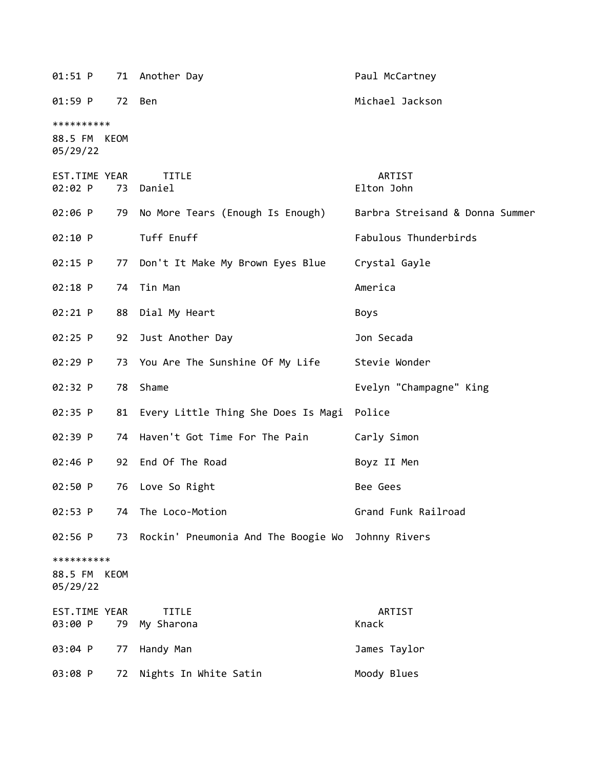| EST.TIME | YEAR | TITLE | ARTIST |
|---|---|---|---|
| 01:51 P | 71 | Another Day | Paul McCartney |
| 01:59 P | 72 | Ben | Michael Jackson |

**********
88.5 FM KEOM
05/29/22

| EST.TIME | YEAR | TITLE | ARTIST |
|---|---|---|---|
| 02:02 P | 73 | Daniel | Elton John |
| 02:06 P | 79 | No More Tears (Enough Is Enough) | Barbra Streisand & Donna Summer |
| 02:10 P | | Tuff Enuff | Fabulous Thunderbirds |
| 02:15 P | 77 | Don't It Make My Brown Eyes Blue | Crystal Gayle |
| 02:18 P | 74 | Tin Man | America |
| 02:21 P | 88 | Dial My Heart | Boys |
| 02:25 P | 92 | Just Another Day | Jon Secada |
| 02:29 P | 73 | You Are The Sunshine Of My Life | Stevie Wonder |
| 02:32 P | 78 | Shame | Evelyn "Champagne" King |
| 02:35 P | 81 | Every Little Thing She Does Is Magi | Police |
| 02:39 P | 74 | Haven't Got Time For The Pain | Carly Simon |
| 02:46 P | 92 | End Of The Road | Boyz II Men |
| 02:50 P | 76 | Love So Right | Bee Gees |
| 02:53 P | 74 | The Loco-Motion | Grand Funk Railroad |
| 02:56 P | 73 | Rockin' Pneumonia And The Boogie Wo | Johnny Rivers |

**********
88.5 FM KEOM
05/29/22

| EST.TIME | YEAR | TITLE | ARTIST |
|---|---|---|---|
| 03:00 P | 79 | My Sharona | Knack |
| 03:04 P | 77 | Handy Man | James Taylor |
| 03:08 P | 72 | Nights In White Satin | Moody Blues |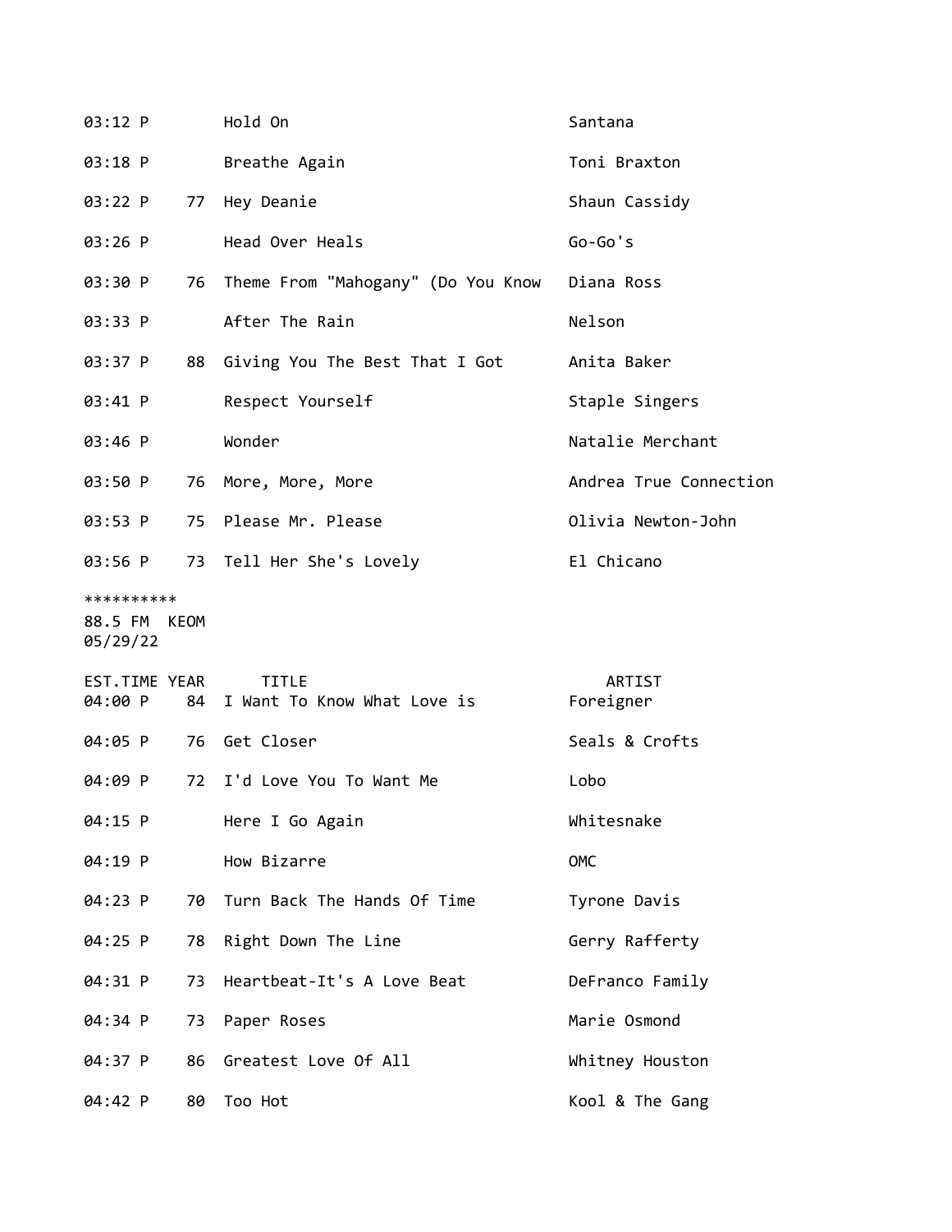| | | | |
|---|---|---|---|
| 03:12 P | | Hold On | Santana |
| 03:18 P | | Breathe Again | Toni Braxton |
| 03:22 P | 77 | Hey Deanie | Shaun Cassidy |
| 03:26 P | | Head Over Heals | Go-Go's |
| 03:30 P | 76 | Theme From "Mahogany" (Do You Know | Diana Ross |
| 03:33 P | | After The Rain | Nelson |
| 03:37 P | 88 | Giving You The Best That I Got | Anita Baker |
| 03:41 P | | Respect Yourself | Staple Singers |
| 03:46 P | | Wonder | Natalie Merchant |
| 03:50 P | 76 | More, More, More | Andrea True Connection |
| 03:53 P | 75 | Please Mr. Please | Olivia Newton-John |
| 03:56 P | 73 | Tell Her She's Lovely | El Chicano |

**********
88.5 FM KEOM
05/29/22

| EST.TIME | YEAR | TITLE | ARTIST |
|---|---|---|---|
| 04:00 P | 84 | I Want To Know What Love is | Foreigner |
| 04:05 P | 76 | Get Closer | Seals & Crofts |
| 04:09 P | 72 | I'd Love You To Want Me | Lobo |
| 04:15 P | | Here I Go Again | Whitesnake |
| 04:19 P | | How Bizarre | OMC |
| 04:23 P | 70 | Turn Back The Hands Of Time | Tyrone Davis |
| 04:25 P | 78 | Right Down The Line | Gerry Rafferty |
| 04:31 P | 73 | Heartbeat-It's A Love Beat | DeFranco Family |
| 04:34 P | 73 | Paper Roses | Marie Osmond |
| 04:37 P | 86 | Greatest Love Of All | Whitney Houston |
| 04:42 P | 80 | Too Hot | Kool & The Gang |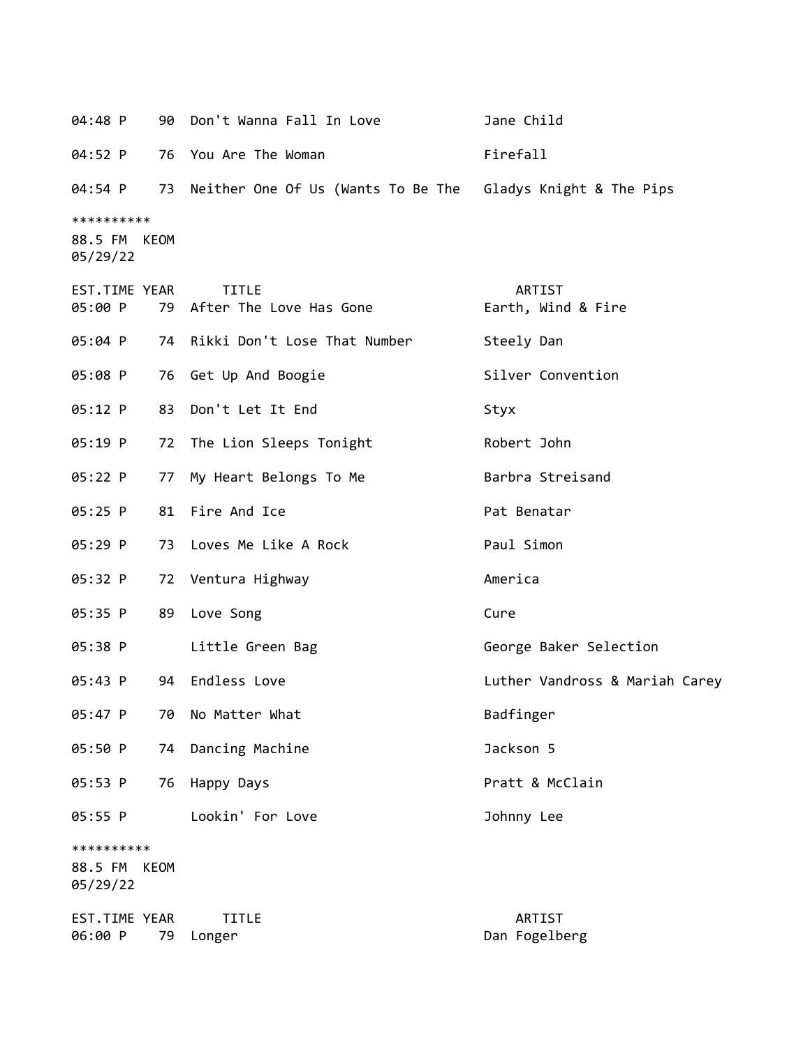| EST.TIME | YEAR | TITLE | ARTIST |
|---|---|---|---|
| 04:48 P | 90 | Don't Wanna Fall In Love | Jane Child |
| 04:52 P | 76 | You Are The Woman | Firefall |
| 04:54 P | 73 | Neither One Of Us (Wants To Be The | Gladys Knight & The Pips |

**********
88.5 FM KEOM
05/29/22

| EST.TIME | YEAR | TITLE | ARTIST |
|---|---|---|---|
| 05:00 P | 79 | After The Love Has Gone | Earth, Wind & Fire |
| 05:04 P | 74 | Rikki Don't Lose That Number | Steely Dan |
| 05:08 P | 76 | Get Up And Boogie | Silver Convention |
| 05:12 P | 83 | Don't Let It End | Styx |
| 05:19 P | 72 | The Lion Sleeps Tonight | Robert John |
| 05:22 P | 77 | My Heart Belongs To Me | Barbra Streisand |
| 05:25 P | 81 | Fire And Ice | Pat Benatar |
| 05:29 P | 73 | Loves Me Like A Rock | Paul Simon |
| 05:32 P | 72 | Ventura Highway | America |
| 05:35 P | 89 | Love Song | Cure |
| 05:38 P | | Little Green Bag | George Baker Selection |
| 05:43 P | 94 | Endless Love | Luther Vandross & Mariah Carey |
| 05:47 P | 70 | No Matter What | Badfinger |
| 05:50 P | 74 | Dancing Machine | Jackson 5 |
| 05:53 P | 76 | Happy Days | Pratt & McClain |
| 05:55 P | | Lookin' For Love | Johnny Lee |

**********
88.5 FM KEOM
05/29/22

| EST.TIME | YEAR | TITLE | ARTIST |
|---|---|---|---|
| 06:00 P | 79 | Longer | Dan Fogelberg |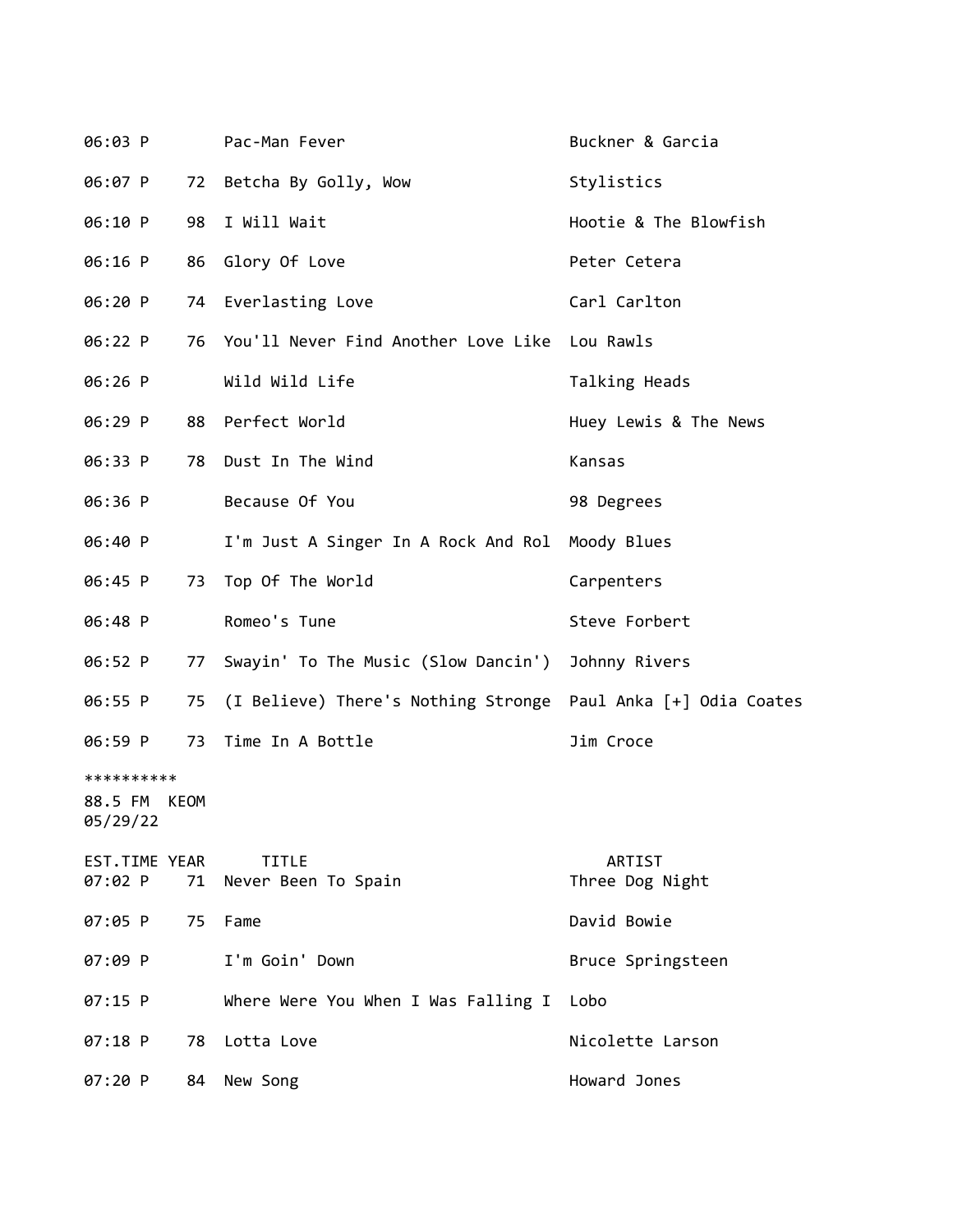| EST.TIME | YEAR | TITLE | ARTIST |
|---|---|---|---|
| 06:03 P | | Pac-Man Fever | Buckner & Garcia |
| 06:07 P | 72 | Betcha By Golly, Wow | Stylistics |
| 06:10 P | 98 | I Will Wait | Hootie & The Blowfish |
| 06:16 P | 86 | Glory Of Love | Peter Cetera |
| 06:20 P | 74 | Everlasting Love | Carl Carlton |
| 06:22 P | 76 | You'll Never Find Another Love Like | Lou Rawls |
| 06:26 P | | Wild Wild Life | Talking Heads |
| 06:29 P | 88 | Perfect World | Huey Lewis & The News |
| 06:33 P | 78 | Dust In The Wind | Kansas |
| 06:36 P | | Because Of You | 98 Degrees |
| 06:40 P | | I'm Just A Singer In A Rock And Rol | Moody Blues |
| 06:45 P | 73 | Top Of The World | Carpenters |
| 06:48 P | | Romeo's Tune | Steve Forbert |
| 06:52 P | 77 | Swayin' To The Music (Slow Dancin') | Johnny Rivers |
| 06:55 P | 75 | (I Believe) There's Nothing Stronge | Paul Anka [+] Odia Coates |
| 06:59 P | 73 | Time In A Bottle | Jim Croce |

**********

88.5 FM KEOM
05/29/22

| EST.TIME | YEAR | TITLE | ARTIST |
|---|---|---|---|
| 07:02 P | 71 | Never Been To Spain | Three Dog Night |
| 07:05 P | 75 | Fame | David Bowie |
| 07:09 P | | I'm Goin' Down | Bruce Springsteen |
| 07:15 P | | Where Were You When I Was Falling I | Lobo |
| 07:18 P | 78 | Lotta Love | Nicolette Larson |
| 07:20 P | 84 | New Song | Howard Jones |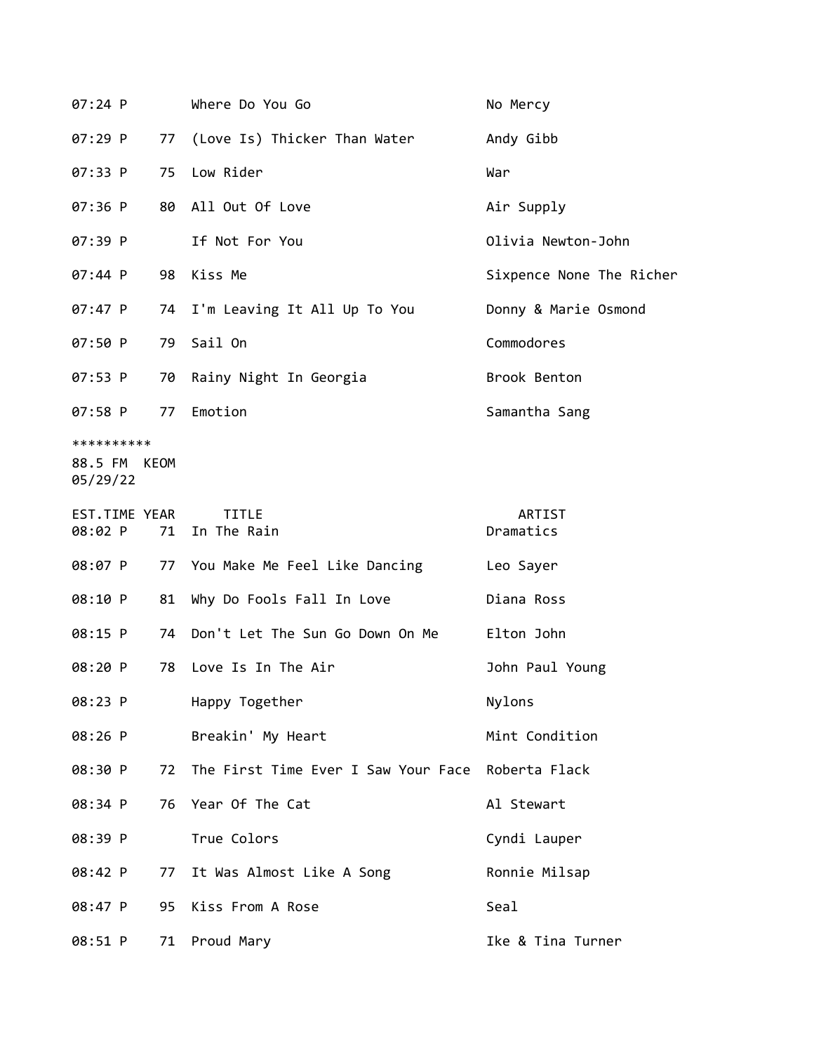| EST.TIME | YEAR | TITLE | ARTIST |
|---|---|---|---|
| 07:24 P | | Where Do You Go | No Mercy |
| 07:29 P | 77 | (Love Is) Thicker Than Water | Andy Gibb |
| 07:33 P | 75 | Low Rider | War |
| 07:36 P | 80 | All Out Of Love | Air Supply |
| 07:39 P | | If Not For You | Olivia Newton-John |
| 07:44 P | 98 | Kiss Me | Sixpence None The Richer |
| 07:47 P | 74 | I'm Leaving It All Up To You | Donny & Marie Osmond |
| 07:50 P | 79 | Sail On | Commodores |
| 07:53 P | 70 | Rainy Night In Georgia | Brook Benton |
| 07:58 P | 77 | Emotion | Samantha Sang |

**********

88.5 FM KEOM

05/29/22

| EST.TIME | YEAR | TITLE | ARTIST |
|---|---|---|---|
| 08:02 P | 71 | In The Rain | Dramatics |
| 08:07 P | 77 | You Make Me Feel Like Dancing | Leo Sayer |
| 08:10 P | 81 | Why Do Fools Fall In Love | Diana Ross |
| 08:15 P | 74 | Don't Let The Sun Go Down On Me | Elton John |
| 08:20 P | 78 | Love Is In The Air | John Paul Young |
| 08:23 P | | Happy Together | Nylons |
| 08:26 P | | Breakin' My Heart | Mint Condition |
| 08:30 P | 72 | The First Time Ever I Saw Your Face | Roberta Flack |
| 08:34 P | 76 | Year Of The Cat | Al Stewart |
| 08:39 P | | True Colors | Cyndi Lauper |
| 08:42 P | 77 | It Was Almost Like A Song | Ronnie Milsap |
| 08:47 P | 95 | Kiss From A Rose | Seal |
| 08:51 P | 71 | Proud Mary | Ike & Tina Turner |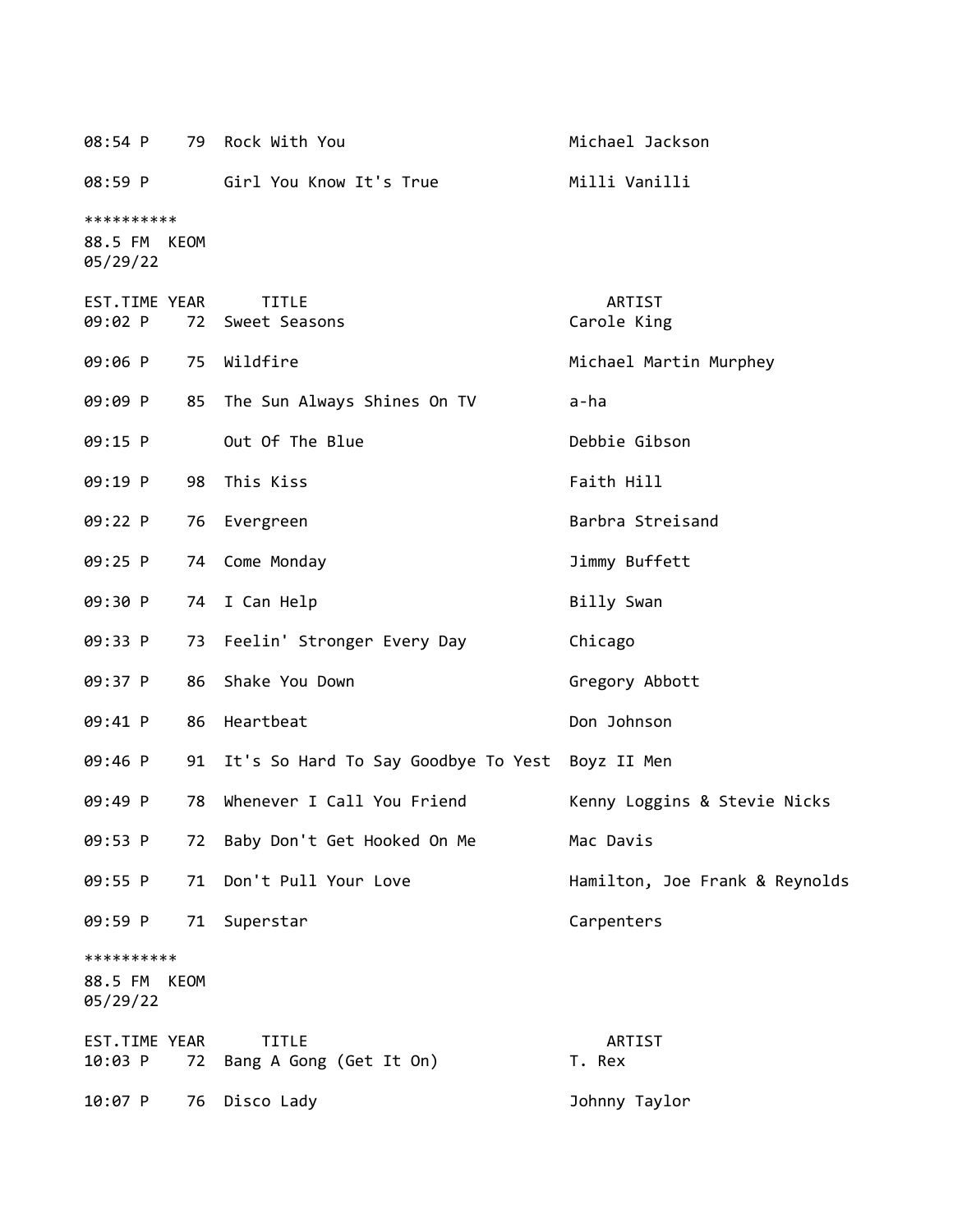| EST.TIME | YEAR | TITLE | ARTIST |
|---|---|---|---|
| 08:54 P | 79 | Rock With You | Michael Jackson |
| 08:59 P | | Girl You Know It's True | Milli Vanilli |

**********
88.5 FM KEOM
05/29/22

| EST.TIME | YEAR | TITLE | ARTIST |
|---|---|---|---|
| 09:02 P | 72 | Sweet Seasons | Carole King |
| 09:06 P | 75 | Wildfire | Michael Martin Murphey |
| 09:09 P | 85 | The Sun Always Shines On TV | a-ha |
| 09:15 P | | Out Of The Blue | Debbie Gibson |
| 09:19 P | 98 | This Kiss | Faith Hill |
| 09:22 P | 76 | Evergreen | Barbra Streisand |
| 09:25 P | 74 | Come Monday | Jimmy Buffett |
| 09:30 P | 74 | I Can Help | Billy Swan |
| 09:33 P | 73 | Feelin' Stronger Every Day | Chicago |
| 09:37 P | 86 | Shake You Down | Gregory Abbott |
| 09:41 P | 86 | Heartbeat | Don Johnson |
| 09:46 P | 91 | It's So Hard To Say Goodbye To Yest | Boyz II Men |
| 09:49 P | 78 | Whenever I Call You Friend | Kenny Loggins & Stevie Nicks |
| 09:53 P | 72 | Baby Don't Get Hooked On Me | Mac Davis |
| 09:55 P | 71 | Don't Pull Your Love | Hamilton, Joe Frank & Reynolds |
| 09:59 P | 71 | Superstar | Carpenters |

**********
88.5 FM KEOM
05/29/22

| EST.TIME | YEAR | TITLE | ARTIST |
|---|---|---|---|
| 10:03 P | 72 | Bang A Gong (Get It On) | T. Rex |
| 10:07 P | 76 | Disco Lady | Johnny Taylor |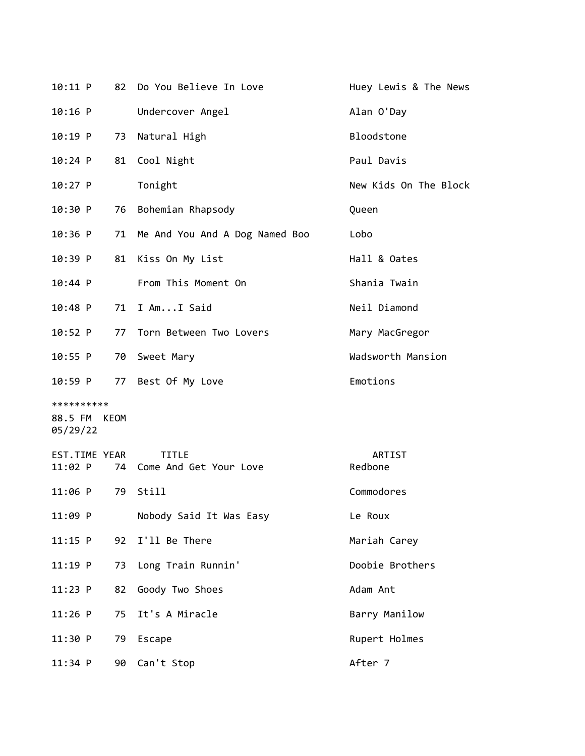| EST.TIME | YEAR | TITLE | ARTIST |
|---|---|---|---|
| 10:11 P | 82 | Do You Believe In Love | Huey Lewis & The News |
| 10:16 P | | Undercover Angel | Alan O'Day |
| 10:19 P | 73 | Natural High | Bloodstone |
| 10:24 P | 81 | Cool Night | Paul Davis |
| 10:27 P | | Tonight | New Kids On The Block |
| 10:30 P | 76 | Bohemian Rhapsody | Queen |
| 10:36 P | 71 | Me And You And A Dog Named Boo | Lobo |
| 10:39 P | 81 | Kiss On My List | Hall & Oates |
| 10:44 P | | From This Moment On | Shania Twain |
| 10:48 P | 71 | I Am...I Said | Neil Diamond |
| 10:52 P | 77 | Torn Between Two Lovers | Mary MacGregor |
| 10:55 P | 70 | Sweet Mary | Wadsworth Mansion |
| 10:59 P | 77 | Best Of My Love | Emotions |

**********
88.5 FM KEOM
05/29/22

| EST.TIME | YEAR | TITLE | ARTIST |
|---|---|---|---|
| 11:02 P | 74 | Come And Get Your Love | Redbone |
| 11:06 P | 79 | Still | Commodores |
| 11:09 P | | Nobody Said It Was Easy | Le Roux |
| 11:15 P | 92 | I'll Be There | Mariah Carey |
| 11:19 P | 73 | Long Train Runnin' | Doobie Brothers |
| 11:23 P | 82 | Goody Two Shoes | Adam Ant |
| 11:26 P | 75 | It's A Miracle | Barry Manilow |
| 11:30 P | 79 | Escape | Rupert Holmes |
| 11:34 P | 90 | Can't Stop | After 7 |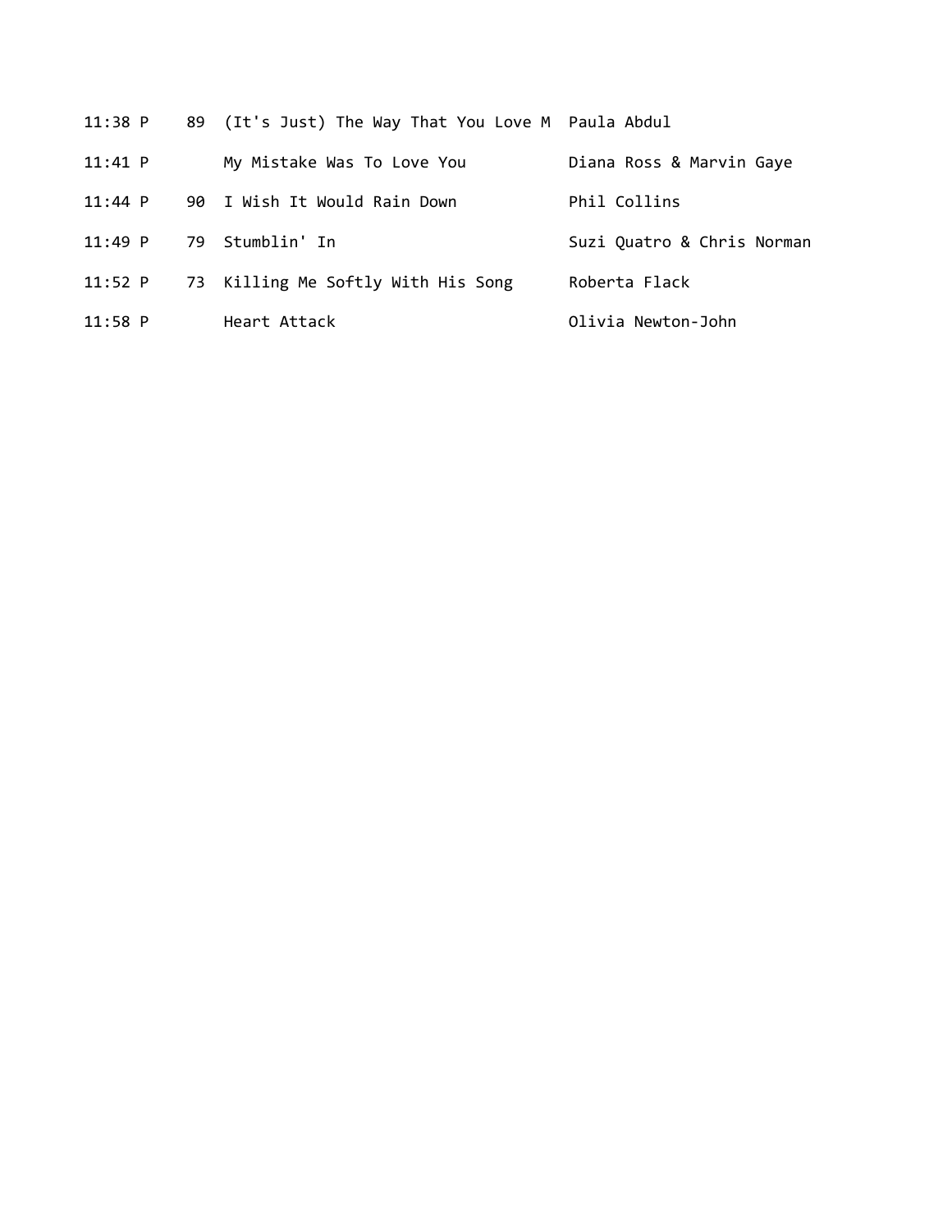| | | | |
|---|---|---|---|
| 11:38 P | 89 | (It's Just) The Way That You Love M | Paula Abdul |
| 11:41 P | | My Mistake Was To Love You | Diana Ross & Marvin Gaye |
| 11:44 P | 90 | I Wish It Would Rain Down | Phil Collins |
| 11:49 P | 79 | Stumblin' In | Suzi Quatro & Chris Norman |
| 11:52 P | 73 | Killing Me Softly With His Song | Roberta Flack |
| 11:58 P | | Heart Attack | Olivia Newton-John |